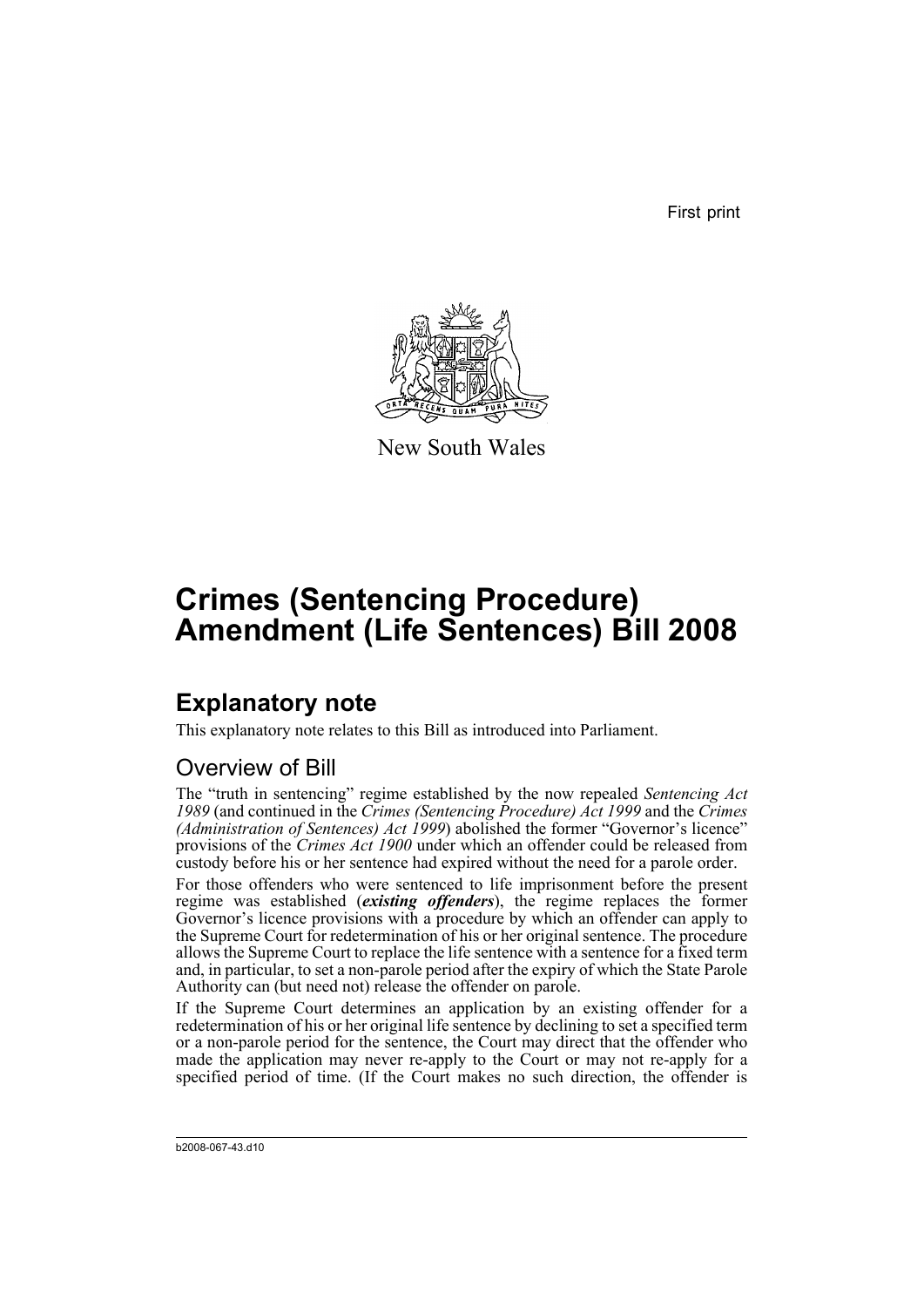First print

New South Wales

# Crimes (Sentencing Procedure) Amendment (Life Sentences) Bill 2008

## Explanatory note

This explanatory note relates to this Bill as introduced into Parliament.

### Overview of Bill

The "truth in sentencing" regime established by the now repealed *Sentencing Act 1989* (and continued in the *Crimes (Sentencing Procedure) Act 1999* and the *Crimes (Administration of Sentences) Act 1999*) abolished the former "Governor's licence" provisions of the *Crimes Act 1900* under which an offender could be released from custody before his or her sentence had expired without the need for a parole order.

For those offenders who were sentenced to life imprisonment before the present regime was established (***existing offenders***), the regime replaces the former Governor's licence provisions with a procedure by which an offender can apply to the Supreme Court for redetermination of his or her original sentence. The procedure allows the Supreme Court to replace the life sentence with a sentence for a fixed term and, in particular, to set a non-parole period after the expiry of which the State Parole Authority can (but need not) release the offender on parole.

If the Supreme Court determines an application by an existing offender for a redetermination of his or her original life sentence by declining to set a specified term or a non-parole period for the sentence, the Court may direct that the offender who made the application may never re-apply to the Court or may not re-apply for a specified period of time. (If the Court makes no such direction, the offender is

b2008-067-43.d10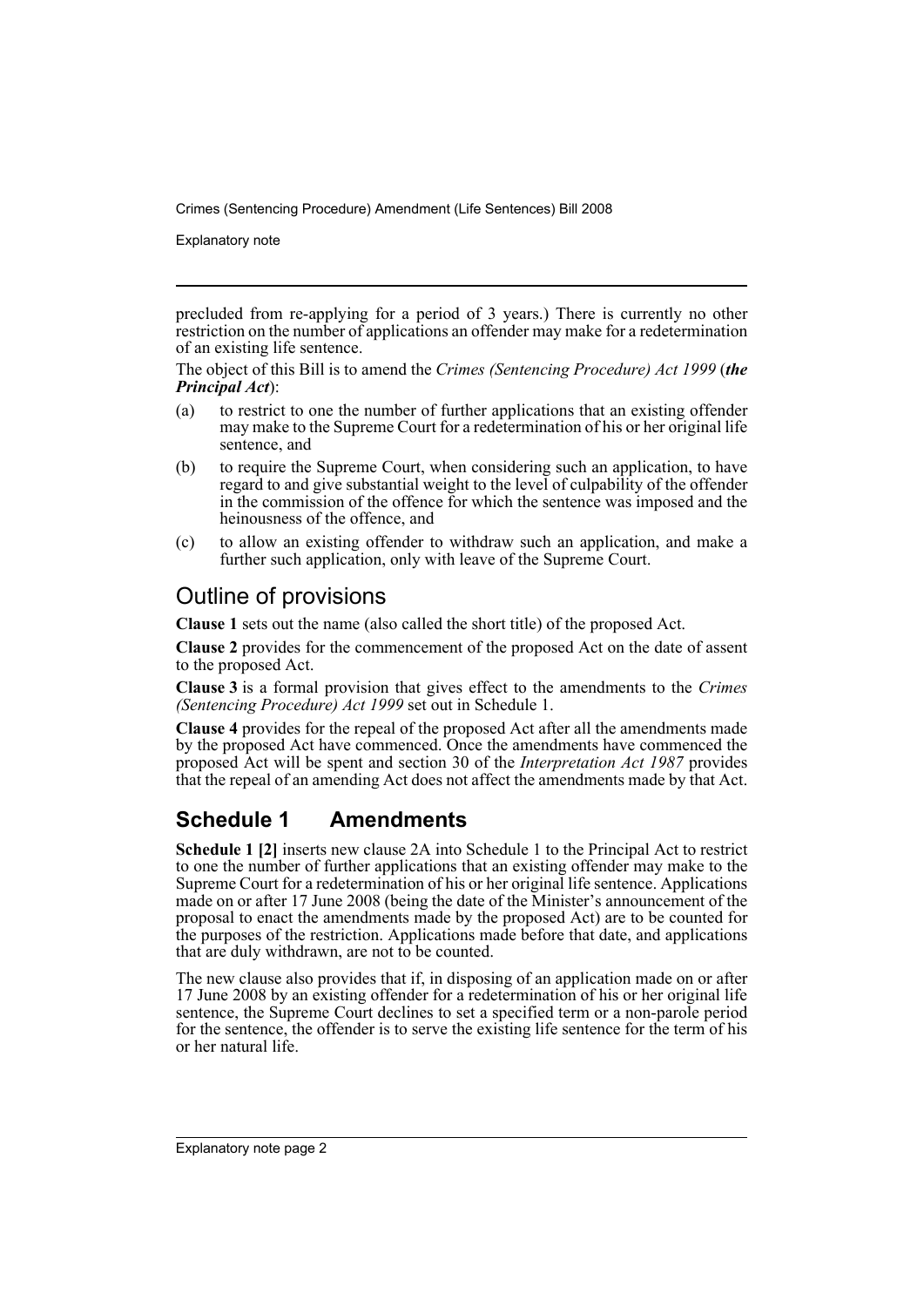precluded from re-applying for a period of 3 years.) There is currently no other restriction on the number of applications an offender may make for a redetermination of an existing life sentence.

The object of this Bill is to amend the *Crimes (Sentencing Procedure) Act 1999* (***the Principal Act***):

(a) to restrict to one the number of further applications that an existing offender may make to the Supreme Court for a redetermination of his or her original life sentence, and

(b) to require the Supreme Court, when considering such an application, to have regard to and give substantial weight to the level of culpability of the offender in the commission of the offence for which the sentence was imposed and the heinousness of the offence, and

(c) to allow an existing offender to withdraw such an application, and make a further such application, only with leave of the Supreme Court.

## Outline of provisions

**Clause 1** sets out the name (also called the short title) of the proposed Act.

**Clause 2** provides for the commencement of the proposed Act on the date of assent to the proposed Act.

**Clause 3** is a formal provision that gives effect to the amendments to the *Crimes (Sentencing Procedure) Act 1999* set out in Schedule 1.

**Clause 4** provides for the repeal of the proposed Act after all the amendments made by the proposed Act have commenced. Once the amendments have commenced the proposed Act will be spent and section 30 of the *Interpretation Act 1987* provides that the repeal of an amending Act does not affect the amendments made by that Act.

## Schedule 1 Amendments

**Schedule 1 [2]** inserts new clause 2A into Schedule 1 to the Principal Act to restrict to one the number of further applications that an existing offender may make to the Supreme Court for a redetermination of his or her original life sentence. Applications made on or after 17 June 2008 (being the date of the Minister's announcement of the proposal to enact the amendments made by the proposed Act) are to be counted for the purposes of the restriction. Applications made before that date, and applications that are duly withdrawn, are not to be counted.

The new clause also provides that if, in disposing of an application made on or after 17 June 2008 by an existing offender for a redetermination of his or her original life sentence, the Supreme Court declines to set a specified term or a non-parole period for the sentence, the offender is to serve the existing life sentence for the term of his or her natural life.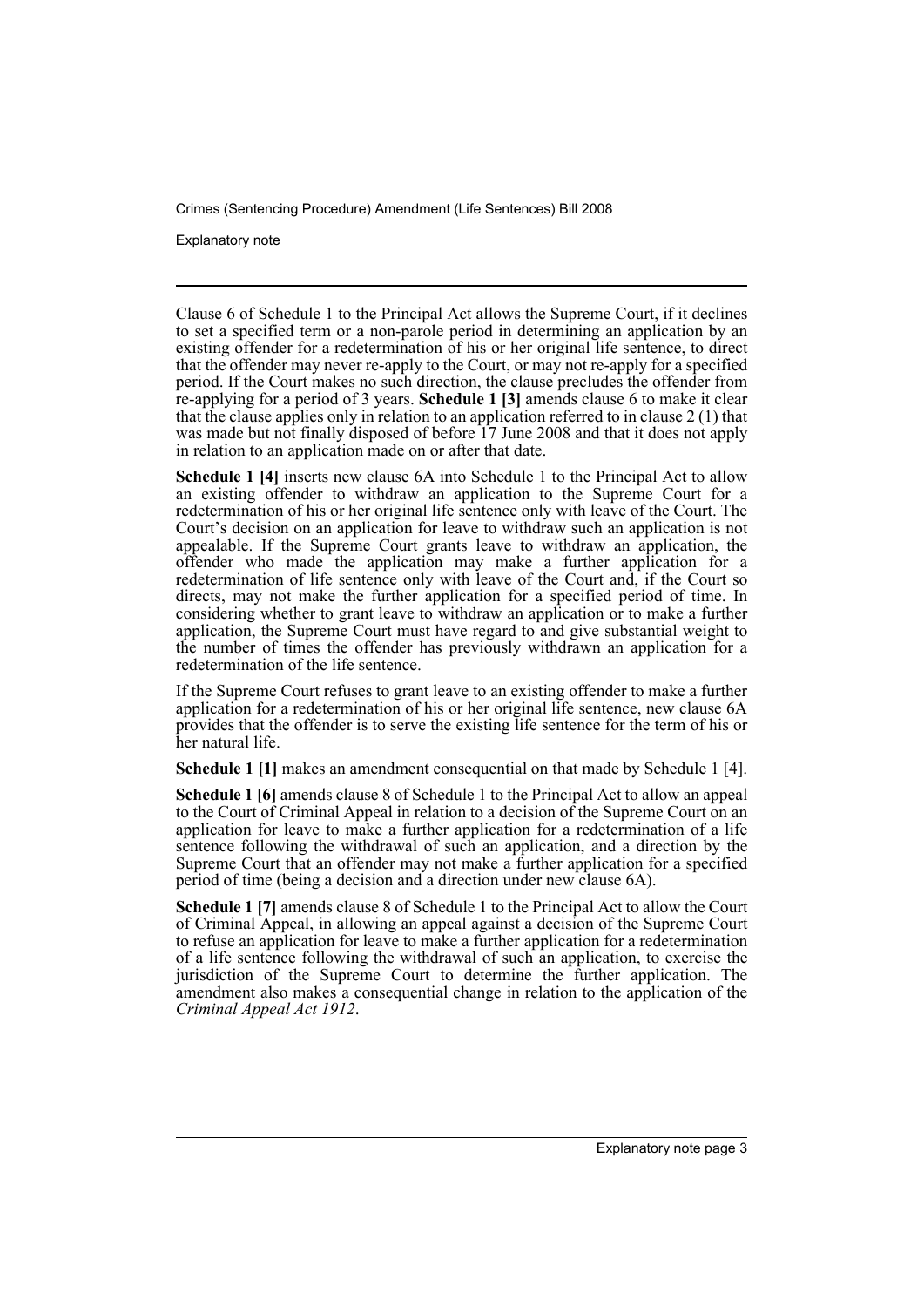Clause 6 of Schedule 1 to the Principal Act allows the Supreme Court, if it declines to set a specified term or a non-parole period in determining an application by an existing offender for a redetermination of his or her original life sentence, to direct that the offender may never re-apply to the Court, or may not re-apply for a specified period. If the Court makes no such direction, the clause precludes the offender from re-applying for a period of 3 years. **Schedule 1 [3]** amends clause 6 to make it clear that the clause applies only in relation to an application referred to in clause 2 (1) that was made but not finally disposed of before 17 June 2008 and that it does not apply in relation to an application made on or after that date.

**Schedule 1 [4]** inserts new clause 6A into Schedule 1 to the Principal Act to allow an existing offender to withdraw an application to the Supreme Court for a redetermination of his or her original life sentence only with leave of the Court. The Court's decision on an application for leave to withdraw such an application is not appealable. If the Supreme Court grants leave to withdraw an application, the offender who made the application may make a further application for a redetermination of life sentence only with leave of the Court and, if the Court so directs, may not make the further application for a specified period of time. In considering whether to grant leave to withdraw an application or to make a further application, the Supreme Court must have regard to and give substantial weight to the number of times the offender has previously withdrawn an application for a redetermination of the life sentence.

If the Supreme Court refuses to grant leave to an existing offender to make a further application for a redetermination of his or her original life sentence, new clause 6A provides that the offender is to serve the existing life sentence for the term of his or her natural life.

**Schedule 1 [1]** makes an amendment consequential on that made by Schedule 1 [4].

**Schedule 1 [6]** amends clause 8 of Schedule 1 to the Principal Act to allow an appeal to the Court of Criminal Appeal in relation to a decision of the Supreme Court on an application for leave to make a further application for a redetermination of a life sentence following the withdrawal of such an application, and a direction by the Supreme Court that an offender may not make a further application for a specified period of time (being a decision and a direction under new clause 6A).

**Schedule 1 [7]** amends clause 8 of Schedule 1 to the Principal Act to allow the Court of Criminal Appeal, in allowing an appeal against a decision of the Supreme Court to refuse an application for leave to make a further application for a redetermination of a life sentence following the withdrawal of such an application, to exercise the jurisdiction of the Supreme Court to determine the further application. The amendment also makes a consequential change in relation to the application of the *Criminal Appeal Act 1912*.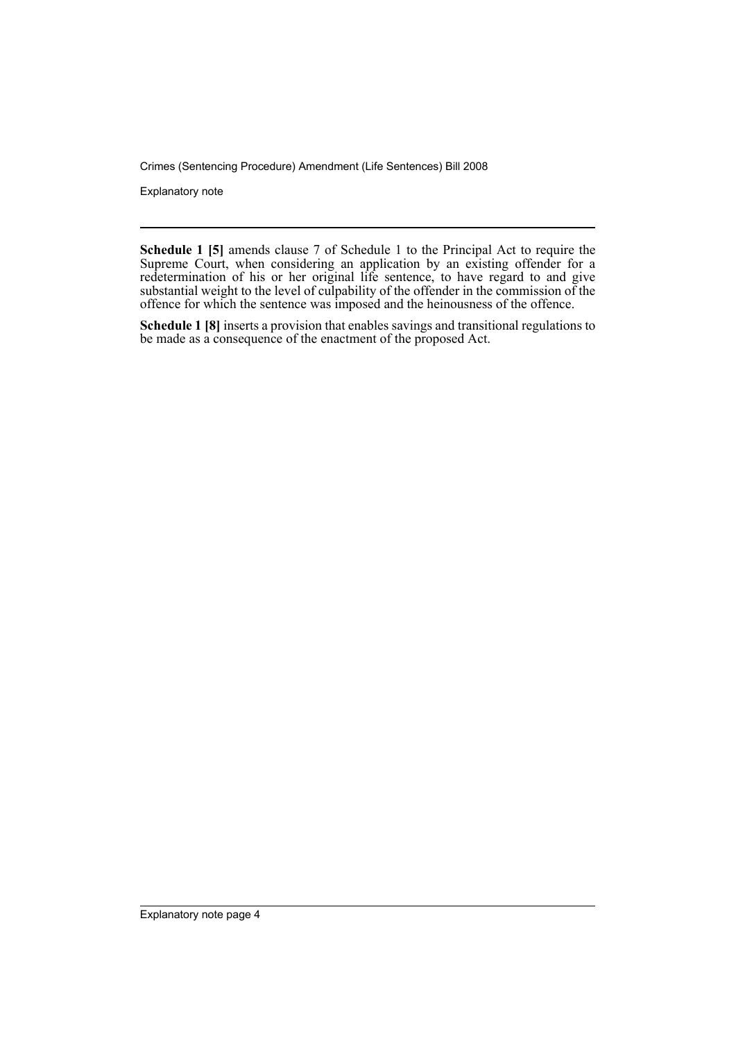**Schedule 1 [5]** amends clause 7 of Schedule 1 to the Principal Act to require the Supreme Court, when considering an application by an existing offender for a redetermination of his or her original life sentence, to have regard to and give substantial weight to the level of culpability of the offender in the commission of the offence for which the sentence was imposed and the heinousness of the offence.

**Schedule 1 [8]** inserts a provision that enables savings and transitional regulations to be made as a consequence of the enactment of the proposed Act.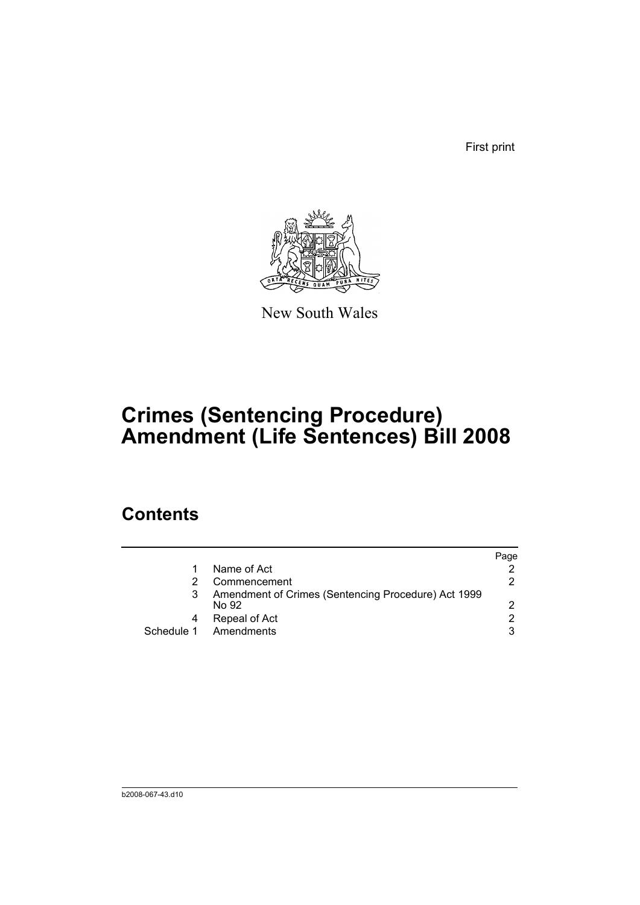First print

New South Wales

# Crimes (Sentencing Procedure) Amendment (Life Sentences) Bill 2008

## Contents

| | | Page |
|---|---|---|
| 1 | Name of Act | 2 |
| 2 | Commencement | 2 |
| 3 | Amendment of Crimes (Sentencing Procedure) Act 1999 No 92 | 2 |
| 4 | Repeal of Act | 2 |
| Schedule 1 | Amendments | 3 |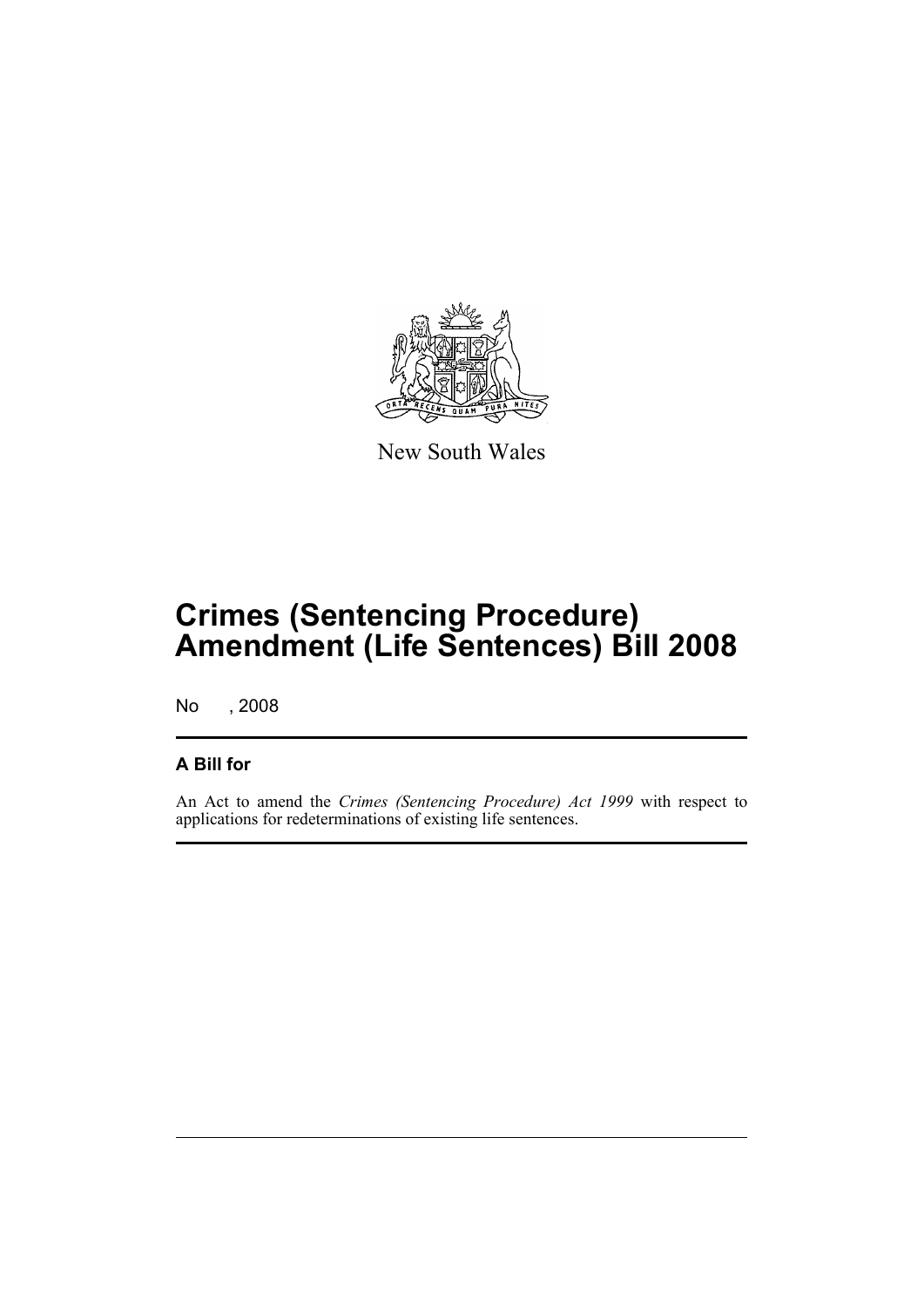New South Wales

# Crimes (Sentencing Procedure) Amendment (Life Sentences) Bill 2008

No , 2008

## A Bill for

An Act to amend the *Crimes (Sentencing Procedure) Act 1999* with respect to applications for redeterminations of existing life sentences.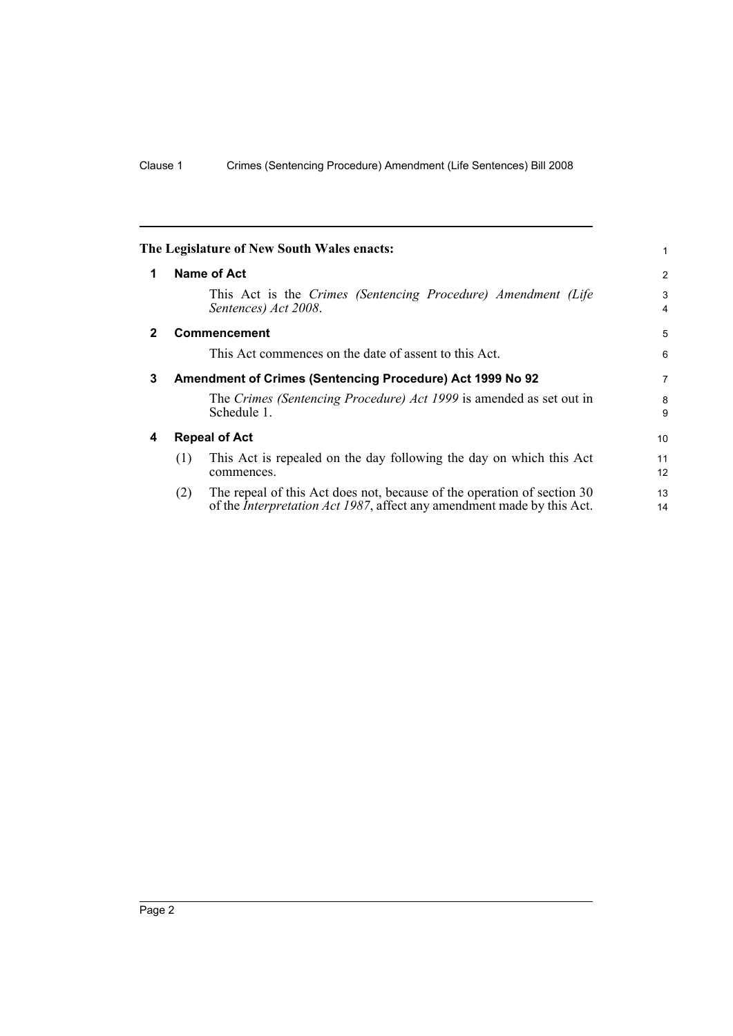**The Legislature of New South Wales enacts:**

**1 Name of Act**

This Act is the *Crimes (Sentencing Procedure) Amendment (Life Sentences) Act 2008*.

**2 Commencement**

This Act commences on the date of assent to this Act.

**3 Amendment of Crimes (Sentencing Procedure) Act 1999 No 92**

The *Crimes (Sentencing Procedure) Act 1999* is amended as set out in Schedule 1.

**4 Repeal of Act**

(1) This Act is repealed on the day following the day on which this Act commences.

(2) The repeal of this Act does not, because of the operation of section 30 of the *Interpretation Act 1987*, affect any amendment made by this Act.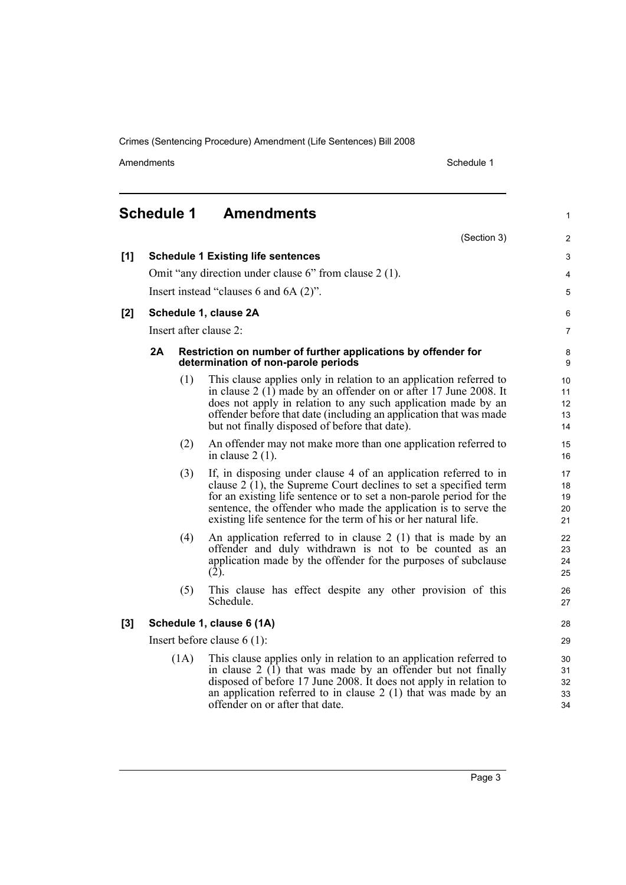## Schedule 1 Amendments

(Section 3)

**[1] Schedule 1 Existing life sentences**

Omit "any direction under clause 6" from clause 2 (1).

Insert instead "clauses 6 and 6A (2)".

**[2] Schedule 1, clause 2A**

Insert after clause 2:

**2A Restriction on number of further applications by offender for determination of non-parole periods**

(1) This clause applies only in relation to an application referred to in clause 2 (1) made by an offender on or after 17 June 2008. It does not apply in relation to any such application made by an offender before that date (including an application that was made but not finally disposed of before that date).

(2) An offender may not make more than one application referred to in clause 2 (1).

(3) If, in disposing under clause 4 of an application referred to in clause 2 (1), the Supreme Court declines to set a specified term for an existing life sentence or to set a non-parole period for the sentence, the offender who made the application is to serve the existing life sentence for the term of his or her natural life.

(4) An application referred to in clause 2 (1) that is made by an offender and duly withdrawn is not to be counted as an application made by the offender for the purposes of subclause (2).

(5) This clause has effect despite any other provision of this Schedule.

**[3] Schedule 1, clause 6 (1A)**

Insert before clause 6 (1):

(1A) This clause applies only in relation to an application referred to in clause 2 (1) that was made by an offender but not finally disposed of before 17 June 2008. It does not apply in relation to an application referred to in clause 2 (1) that was made by an offender on or after that date.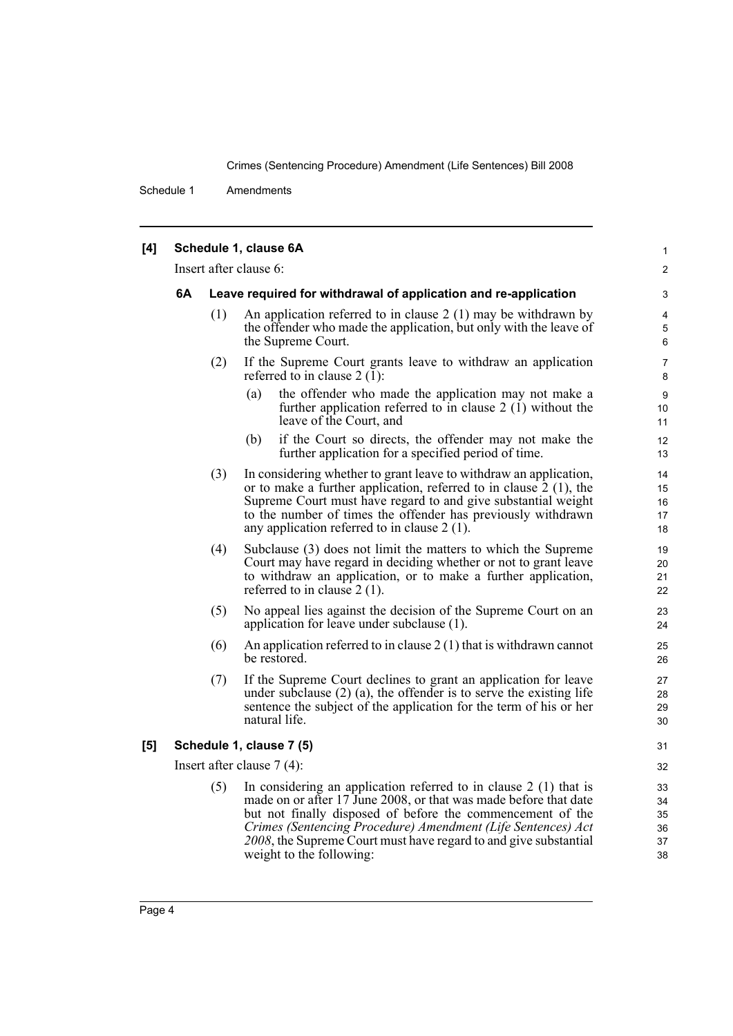**[4] Schedule 1, clause 6A**

Insert after clause 6:

**6A Leave required for withdrawal of application and re-application**

(1) An application referred to in clause 2 (1) may be withdrawn by the offender who made the application, but only with the leave of the Supreme Court.

(2) If the Supreme Court grants leave to withdraw an application referred to in clause 2 (1):

(a) the offender who made the application may not make a further application referred to in clause 2 (1) without the leave of the Court, and

(b) if the Court so directs, the offender may not make the further application for a specified period of time.

(3) In considering whether to grant leave to withdraw an application, or to make a further application, referred to in clause 2 (1), the Supreme Court must have regard to and give substantial weight to the number of times the offender has previously withdrawn any application referred to in clause 2 (1).

(4) Subclause (3) does not limit the matters to which the Supreme Court may have regard in deciding whether or not to grant leave to withdraw an application, or to make a further application, referred to in clause 2 (1).

(5) No appeal lies against the decision of the Supreme Court on an application for leave under subclause (1).

(6) An application referred to in clause 2 (1) that is withdrawn cannot be restored.

(7) If the Supreme Court declines to grant an application for leave under subclause (2) (a), the offender is to serve the existing life sentence the subject of the application for the term of his or her natural life.

**[5] Schedule 1, clause 7 (5)**

Insert after clause 7 (4):

(5) In considering an application referred to in clause 2 (1) that is made on or after 17 June 2008, or that was made before that date but not finally disposed of before the commencement of the *Crimes (Sentencing Procedure) Amendment (Life Sentences) Act 2008*, the Supreme Court must have regard to and give substantial weight to the following: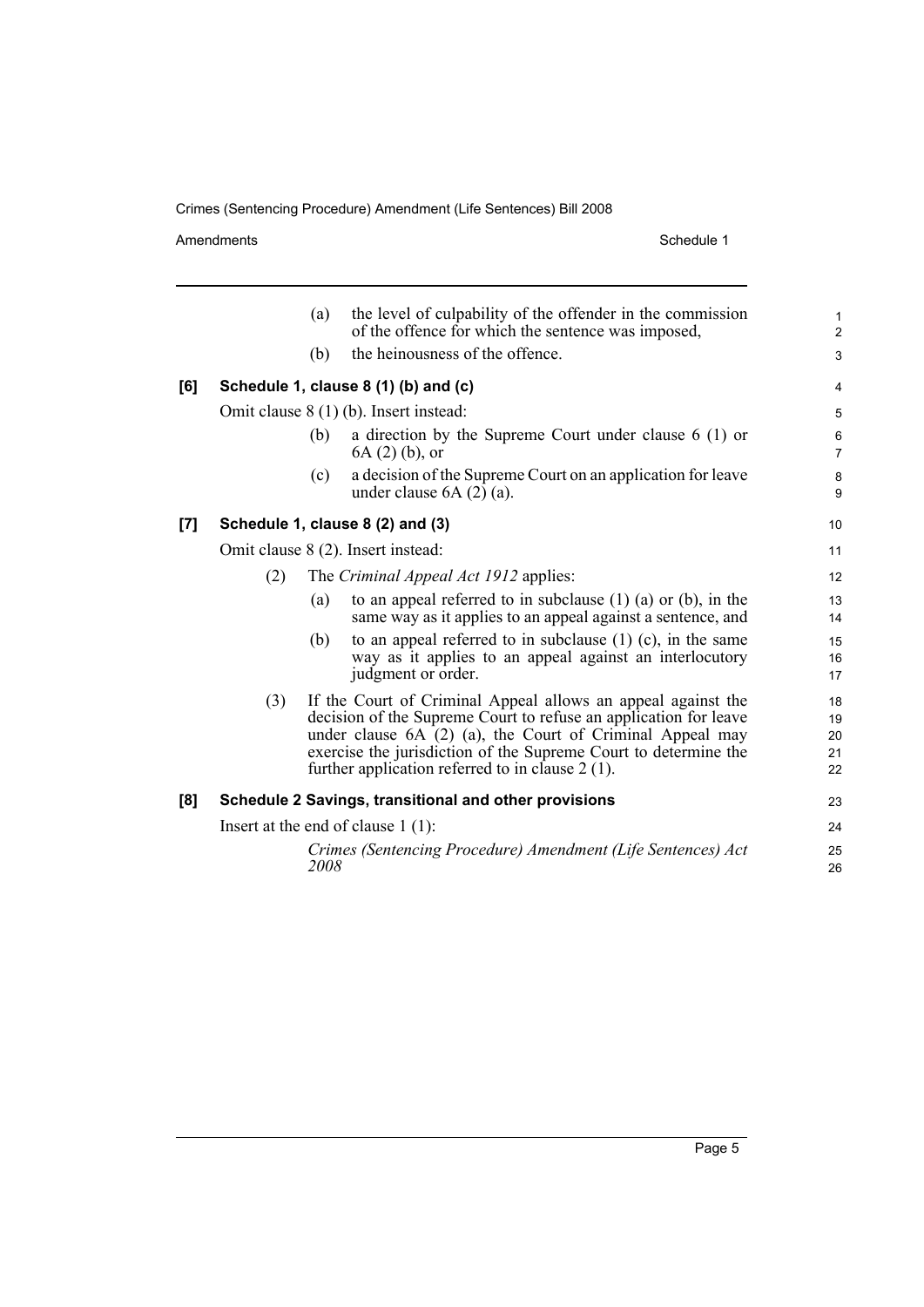(a) the level of culpability of the offender in the commission of the offence for which the sentence was imposed,

(b) the heinousness of the offence.

**[6] Schedule 1, clause 8 (1) (b) and (c)**

Omit clause 8 (1) (b). Insert instead:

(b) a direction by the Supreme Court under clause 6 (1) or 6A (2) (b), or

(c) a decision of the Supreme Court on an application for leave under clause 6A (2) (a).

**[7] Schedule 1, clause 8 (2) and (3)**

Omit clause 8 (2). Insert instead:

(2) The *Criminal Appeal Act 1912* applies:

(a) to an appeal referred to in subclause (1) (a) or (b), in the same way as it applies to an appeal against a sentence, and

(b) to an appeal referred to in subclause (1) (c), in the same way as it applies to an appeal against an interlocutory judgment or order.

(3) If the Court of Criminal Appeal allows an appeal against the decision of the Supreme Court to refuse an application for leave under clause 6A (2) (a), the Court of Criminal Appeal may exercise the jurisdiction of the Supreme Court to determine the further application referred to in clause 2 (1).

**[8] Schedule 2 Savings, transitional and other provisions**

Insert at the end of clause 1 (1):

*Crimes (Sentencing Procedure) Amendment (Life Sentences) Act 2008*